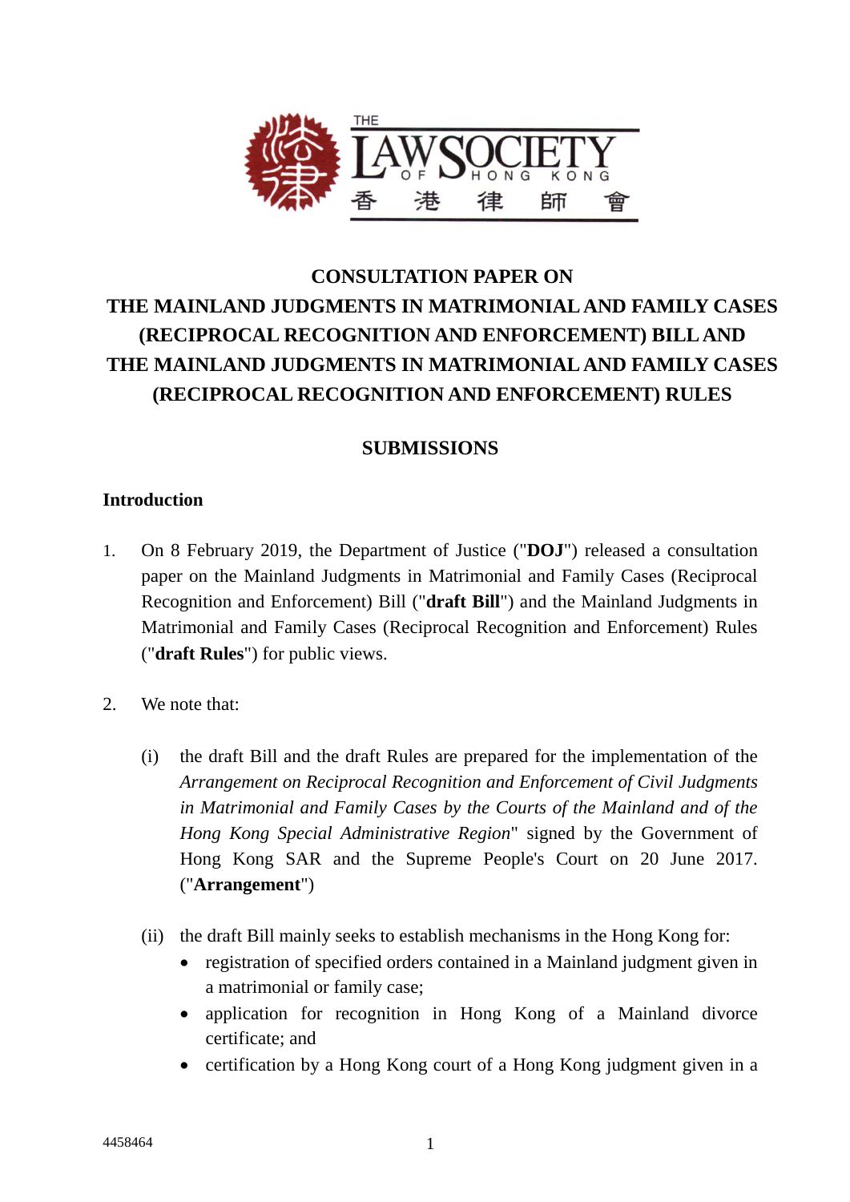THE LAW SOCIETY OF HONG KONG
香 港 律 師 會

# CONSULTATION PAPER ON THE MAINLAND JUDGMENTS IN MATRIMONIAL AND FAMILY CASES (RECIPROCAL RECOGNITION AND ENFORCEMENT) BILL AND THE MAINLAND JUDGMENTS IN MATRIMONIAL AND FAMILY CASES (RECIPROCAL RECOGNITION AND ENFORCEMENT) RULES

## SUBMISSIONS

### Introduction

1. On 8 February 2019, the Department of Justice ("**DOJ**") released a consultation paper on the Mainland Judgments in Matrimonial and Family Cases (Reciprocal Recognition and Enforcement) Bill ("**draft Bill**") and the Mainland Judgments in Matrimonial and Family Cases (Reciprocal Recognition and Enforcement) Rules ("**draft Rules**") for public views.

2. We note that:

   (i) the draft Bill and the draft Rules are prepared for the implementation of the *Arrangement on Reciprocal Recognition and Enforcement of Civil Judgments in Matrimonial and Family Cases by the Courts of the Mainland and of the Hong Kong Special Administrative Region*" signed by the Government of Hong Kong SAR and the Supreme People's Court on 20 June 2017. ("**Arrangement**")

   (ii) the draft Bill mainly seeks to establish mechanisms in the Hong Kong for:
   - registration of specified orders contained in a Mainland judgment given in a matrimonial or family case;
   - application for recognition in Hong Kong of a Mainland divorce certificate; and
   - certification by a Hong Kong court of a Hong Kong judgment given in a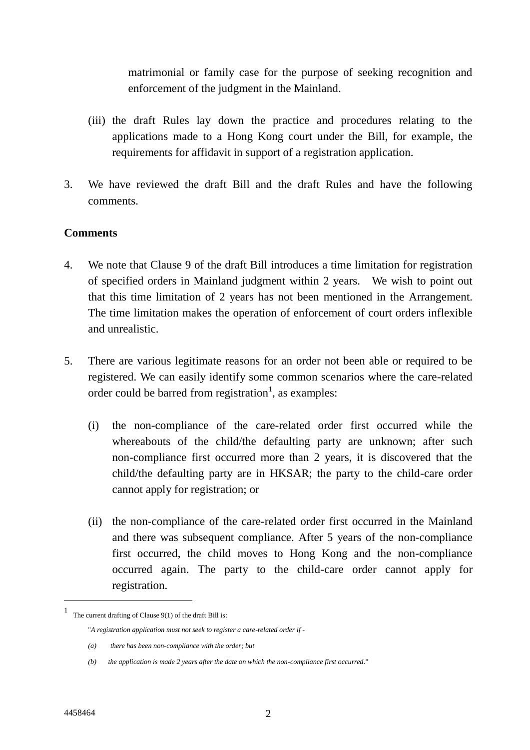matrimonial or family case for the purpose of seeking recognition and enforcement of the judgment in the Mainland.

(iii) the draft Rules lay down the practice and procedures relating to the applications made to a Hong Kong court under the Bill, for example, the requirements for affidavit in support of a registration application.

3. We have reviewed the draft Bill and the draft Rules and have the following comments.

**Comments**

4. We note that Clause 9 of the draft Bill introduces a time limitation for registration of specified orders in Mainland judgment within 2 years. We wish to point out that this time limitation of 2 years has not been mentioned in the Arrangement. The time limitation makes the operation of enforcement of court orders inflexible and unrealistic.

5. There are various legitimate reasons for an order not been able or required to be registered. We can easily identify some common scenarios where the care-related order could be barred from registration[1], as examples:

   (i) the non-compliance of the care-related order first occurred while the whereabouts of the child/the defaulting party are unknown; after such non-compliance first occurred more than 2 years, it is discovered that the child/the defaulting party are in HKSAR; the party to the child-care order cannot apply for registration; or

   (ii) the non-compliance of the care-related order first occurred in the Mainland and there was subsequent compliance. After 5 years of the non-compliance first occurred, the child moves to Hong Kong and the non-compliance occurred again. The party to the child-care order cannot apply for registration.

---

[1] The current drafting of Clause 9(1) of the draft Bill is:

"*A registration application must not seek to register a care-related order if -*

*(a) there has been non-compliance with the order; but*

*(b) the application is made 2 years after the date on which the non-compliance first occurred*."

4458464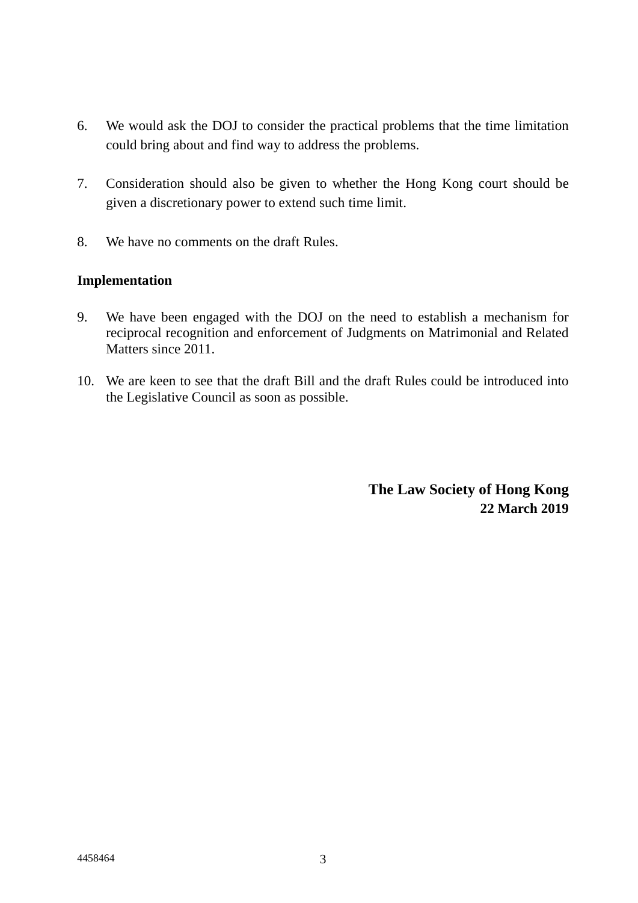6. We would ask the DOJ to consider the practical problems that the time limitation could bring about and find way to address the problems.

7. Consideration should also be given to whether the Hong Kong court should be given a discretionary power to extend such time limit.

8. We have no comments on the draft Rules.

**Implementation**

9. We have been engaged with the DOJ on the need to establish a mechanism for reciprocal recognition and enforcement of Judgments on Matrimonial and Related Matters since 2011.

10. We are keen to see that the draft Bill and the draft Rules could be introduced into the Legislative Council as soon as possible.

**The Law Society of Hong Kong**
**22 March 2019**

4458464